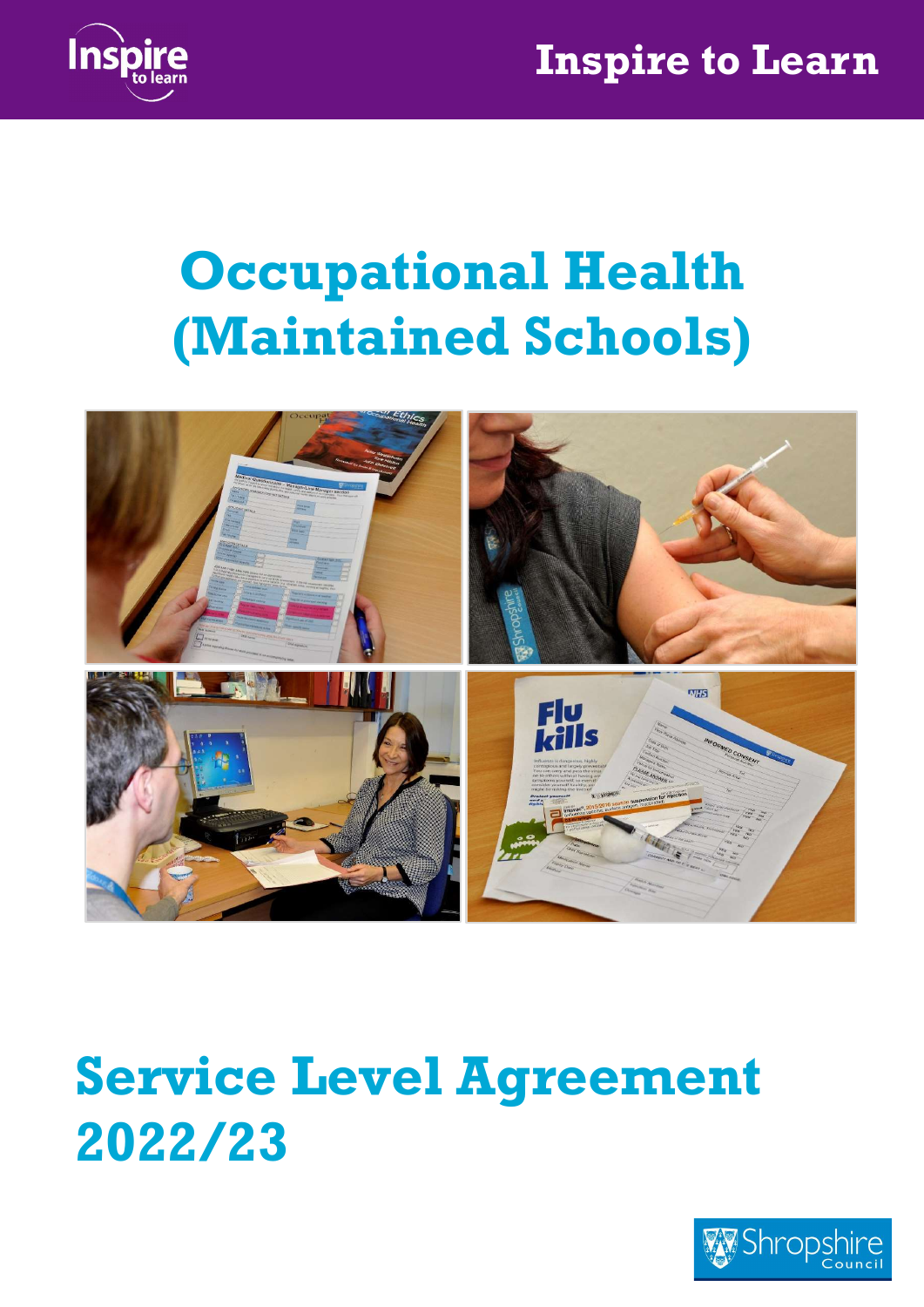Inspire to learn

Inspire to Learn

# Occupational Health (Maintained Schools)

# Service Level Agreement 2022/23

Shropshire Council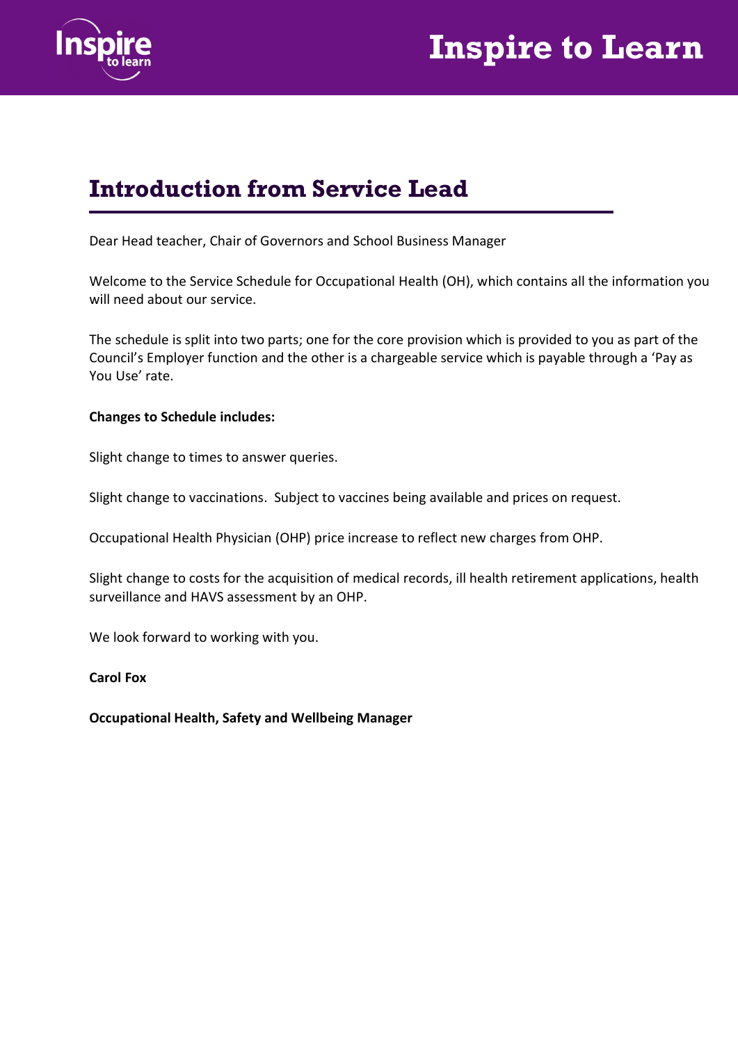## Introduction from Service Lead

Dear Head teacher, Chair of Governors and School Business Manager

Welcome to the Service Schedule for Occupational Health (OH), which contains all the information you will need about our service.

The schedule is split into two parts; one for the core provision which is provided to you as part of the Council's Employer function and the other is a chargeable service which is payable through a 'Pay as You Use' rate.

**Changes to Schedule includes:**

Slight change to times to answer queries.

Slight change to vaccinations. Subject to vaccines being available and prices on request.

Occupational Health Physician (OHP) price increase to reflect new charges from OHP.

Slight change to costs for the acquisition of medical records, ill health retirement applications, health surveillance and HAVS assessment by an OHP.

We look forward to working with you.

**Carol Fox**

**Occupational Health, Safety and Wellbeing Manager**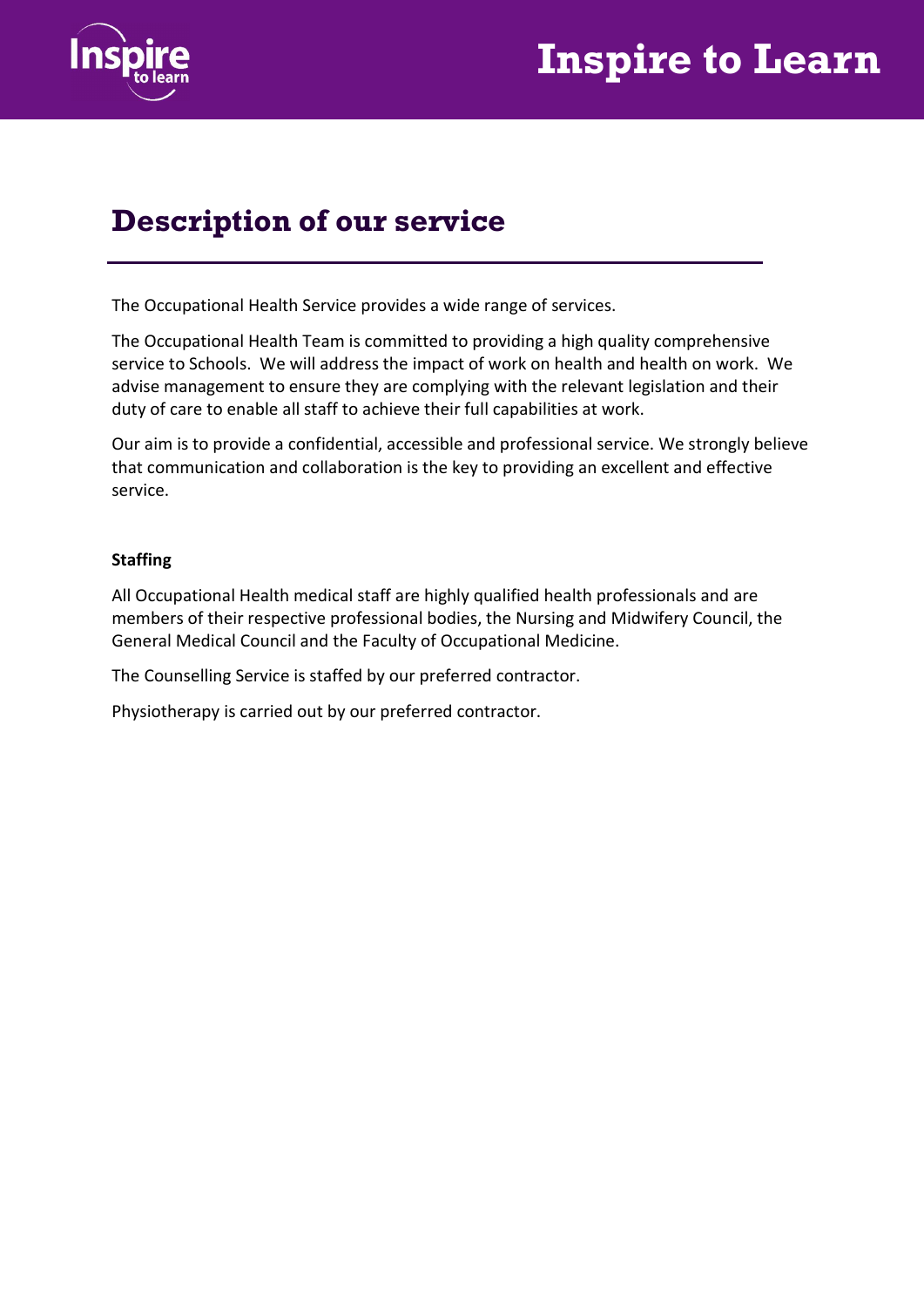## Description of our service

The Occupational Health Service provides a wide range of services.

The Occupational Health Team is committed to providing a high quality comprehensive service to Schools. We will address the impact of work on health and health on work. We advise management to ensure they are complying with the relevant legislation and their duty of care to enable all staff to achieve their full capabilities at work.

Our aim is to provide a confidential, accessible and professional service. We strongly believe that communication and collaboration is the key to providing an excellent and effective service.

**Staffing**

All Occupational Health medical staff are highly qualified health professionals and are members of their respective professional bodies, the Nursing and Midwifery Council, the General Medical Council and the Faculty of Occupational Medicine.

The Counselling Service is staffed by our preferred contractor.

Physiotherapy is carried out by our preferred contractor.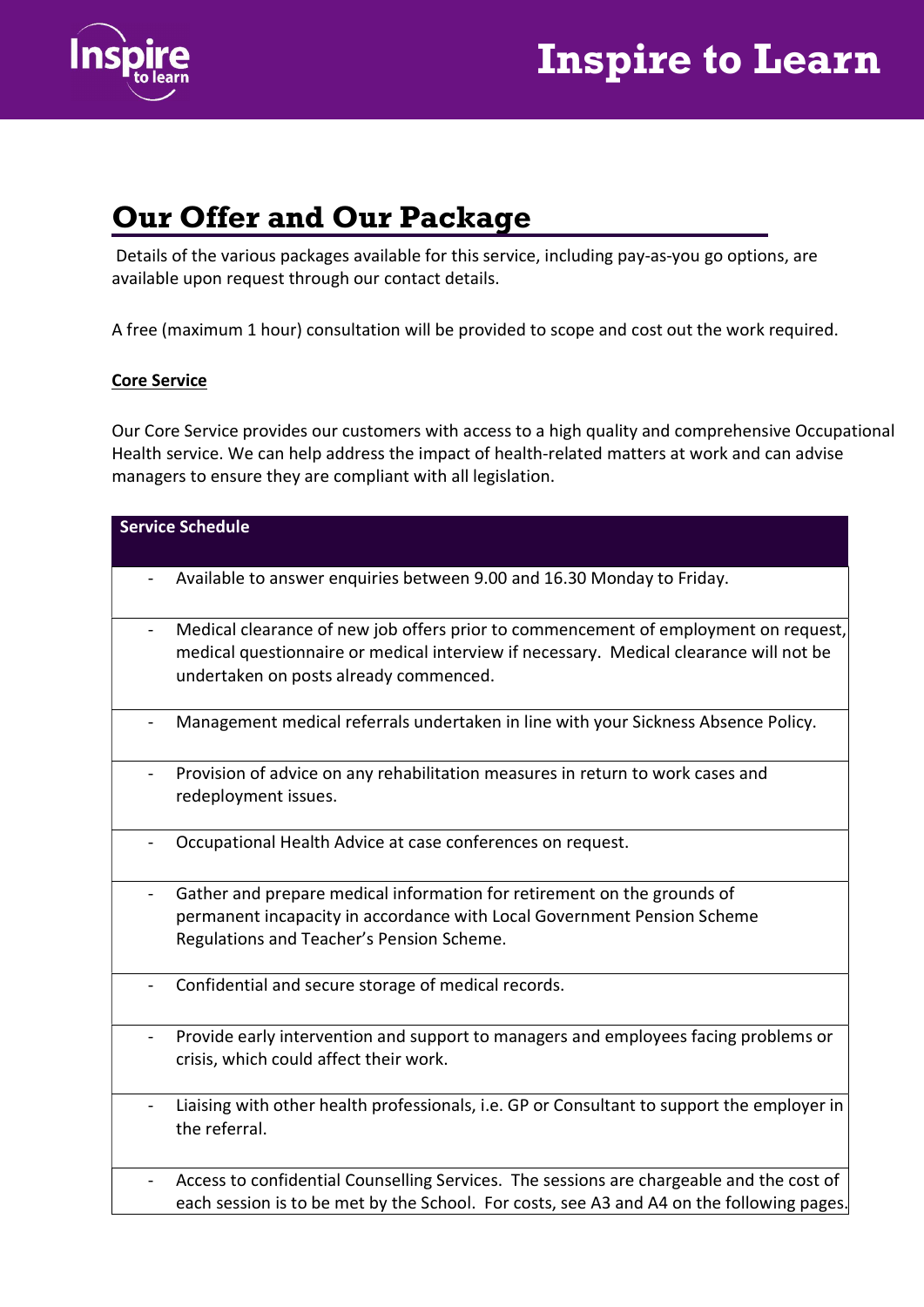## Our Offer and Our Package

Details of the various packages available for this service, including pay-as-you go options, are available upon request through our contact details.

A free (maximum 1 hour) consultation will be provided to scope and cost out the work required.

**Core Service**

Our Core Service provides our customers with access to a high quality and comprehensive Occupational Health service. We can help address the impact of health-related matters at work and can advise managers to ensure they are compliant with all legislation.

| Service Schedule |
| --- |
| - Available to answer enquiries between 9.00 and 16.30 Monday to Friday. |
| - Medical clearance of new job offers prior to commencement of employment on request, medical questionnaire or medical interview if necessary. Medical clearance will not be undertaken on posts already commenced. |
| - Management medical referrals undertaken in line with your Sickness Absence Policy. |
| - Provision of advice on any rehabilitation measures in return to work cases and redeployment issues. |
| - Occupational Health Advice at case conferences on request. |
| - Gather and prepare medical information for retirement on the grounds of permanent incapacity in accordance with Local Government Pension Scheme Regulations and Teacher's Pension Scheme. |
| - Confidential and secure storage of medical records. |
| - Provide early intervention and support to managers and employees facing problems or crisis, which could affect their work. |
| - Liaising with other health professionals, i.e. GP or Consultant to support the employer in the referral. |
| - Access to confidential Counselling Services. The sessions are chargeable and the cost of each session is to be met by the School. For costs, see A3 and A4 on the following pages. |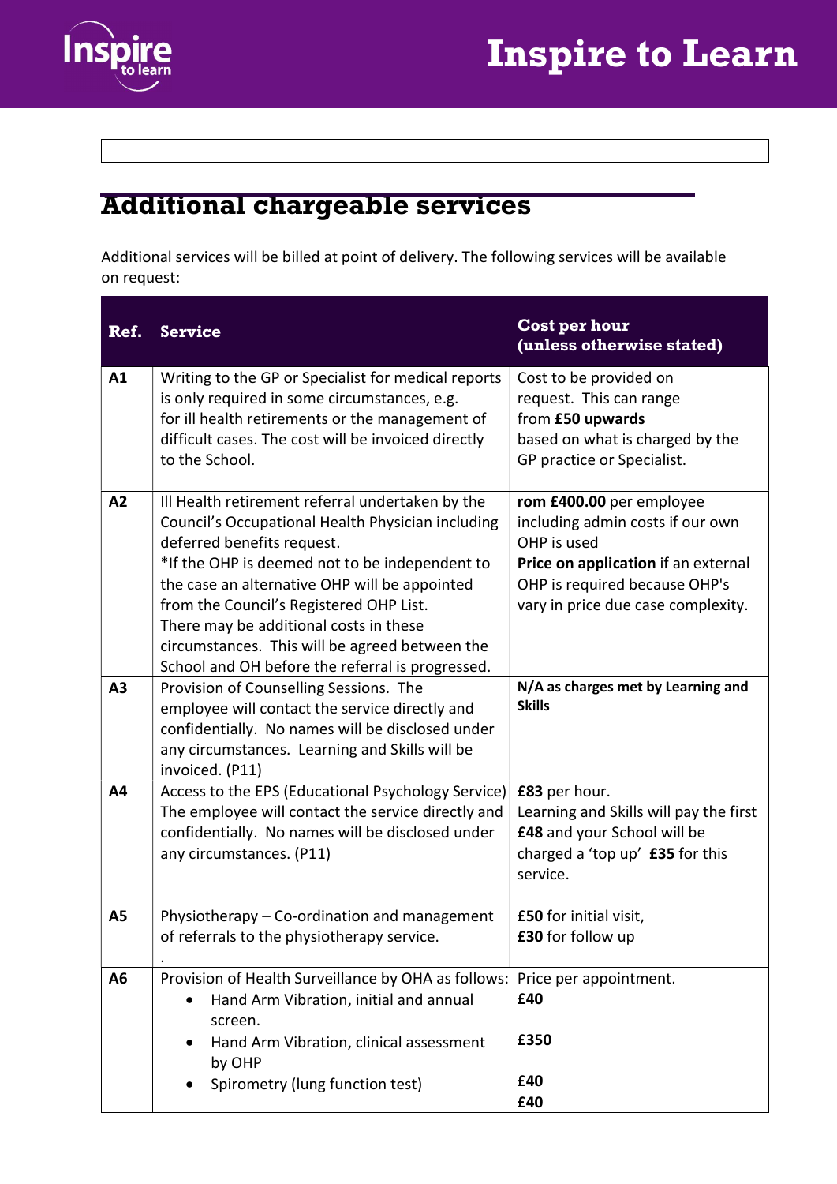## Additional chargeable services

Additional services will be billed at point of delivery. The following services will be available on request:

| Ref. | Service | Cost per hour (unless otherwise stated) |
|---|---|---|
| **A1** | Writing to the GP or Specialist for medical reports is only required in some circumstances, e.g. for ill health retirements or the management of difficult cases. The cost will be invoiced directly to the School. | Cost to be provided on request. This can range from **£50 upwards** based on what is charged by the GP practice or Specialist. |
| **A2** | Ill Health retirement referral undertaken by the Council's Occupational Health Physician including deferred benefits request.<br>*If the OHP is deemed not to be independent to the case an alternative OHP will be appointed from the Council's Registered OHP List.<br>There may be additional costs in these circumstances. This will be agreed between the School and OH before the referral is progressed. | **rom £400.00** per employee including admin costs if our own OHP is used<br>**Price on application** if an external OHP is required because OHP's vary in price due case complexity. |
| **A3** | Provision of Counselling Sessions. The employee will contact the service directly and confidentially. No names will be disclosed under any circumstances. Learning and Skills will be invoiced. (P11) | **N/A as charges met by Learning and Skills** |
| **A4** | Access to the EPS (Educational Psychology Service) The employee will contact the service directly and confidentially. No names will be disclosed under any circumstances. (P11) | **£83** per hour.<br>Learning and Skills will pay the first **£48** and your School will be charged a 'top up' **£35** for this service. |
| **A5** | Physiotherapy – Co-ordination and management of referrals to the physiotherapy service.<br>. | **£50** for initial visit,<br>**£30** for follow up |
| **A6** | Provision of Health Surveillance by OHA as follows:<br>• Hand Arm Vibration, initial and annual screen.<br>• Hand Arm Vibration, clinical assessment by OHP<br>• Spirometry (lung function test) | Price per appointment.<br>**£40**<br>**£350**<br>**£40**<br>**£40** |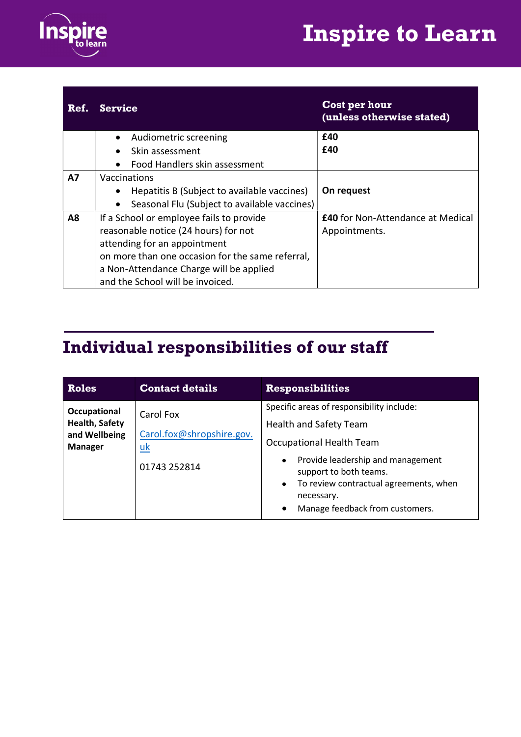| Ref. | Service | Cost per hour (unless otherwise stated) |
|---|---|---|
| | • Audiometric screening<br>• Skin assessment<br>• Food Handlers skin assessment | **£40**<br>**£40** |
| **A7** | Vaccinations<br>• Hepatitis B (Subject to available vaccines)<br>• Seasonal Flu (Subject to available vaccines) | **On request** |
| **A8** | If a School or employee fails to provide reasonable notice (24 hours) for not attending for an appointment on more than one occasion for the same referral, a Non-Attendance Charge will be applied and the School will be invoiced. | **£40** for Non-Attendance at Medical Appointments. |

## Individual responsibilities of our staff

| Roles | Contact details | Responsibilities |
|---|---|---|
| **Occupational Health, Safety and Wellbeing Manager** | Carol Fox<br>Carol.fox@shropshire.gov.uk<br>01743 252814 | Specific areas of responsibility include:<br>Health and Safety Team<br>Occupational Health Team<br>• Provide leadership and management support to both teams.<br>• To review contractual agreements, when necessary.<br>• Manage feedback from customers. |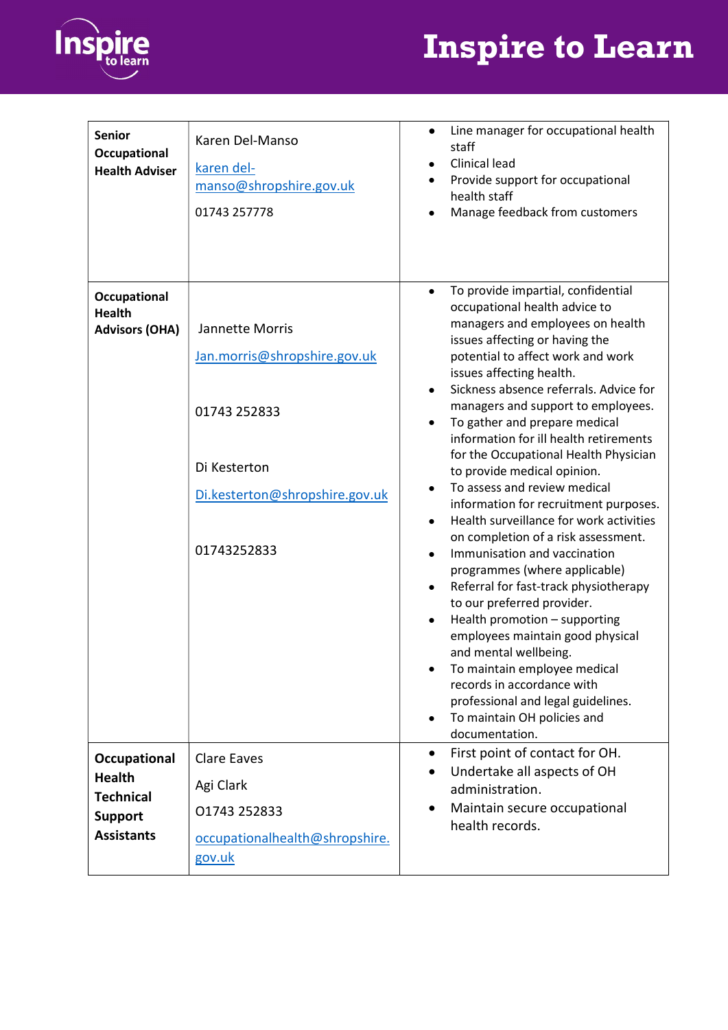| | | |
|---|---|---|
| **Senior Occupational Health Adviser** | Karen Del-Manso<br>karen del-manso@shropshire.gov.uk<br>01743 257778 | • Line manager for occupational health staff<br>• Clinical lead<br>• Provide support for occupational health staff<br>• Manage feedback from customers |
| **Occupational Health Advisors (OHA)** | Jannette Morris<br>Jan.morris@shropshire.gov.uk<br>01743 252833<br>Di Kesterton<br>Di.kesterton@shropshire.gov.uk<br>01743252833 | • To provide impartial, confidential occupational health advice to managers and employees on health issues affecting or having the potential to affect work and work issues affecting health.<br>• Sickness absence referrals. Advice for managers and support to employees.<br>• To gather and prepare medical information for ill health retirements for the Occupational Health Physician to provide medical opinion.<br>• To assess and review medical information for recruitment purposes.<br>• Health surveillance for work activities on completion of a risk assessment.<br>• Immunisation and vaccination programmes (where applicable)<br>• Referral for fast-track physiotherapy to our preferred provider.<br>• Health promotion – supporting employees maintain good physical and mental wellbeing.<br>• To maintain employee medical records in accordance with professional and legal guidelines.<br>• To maintain OH policies and documentation. |
| **Occupational Health Technical Support Assistants** | Clare Eaves<br>Agi Clark<br>01743 252833<br>occupationalhealth@shropshire.gov.uk | • First point of contact for OH.<br>• Undertake all aspects of OH administration.<br>• Maintain secure occupational health records. |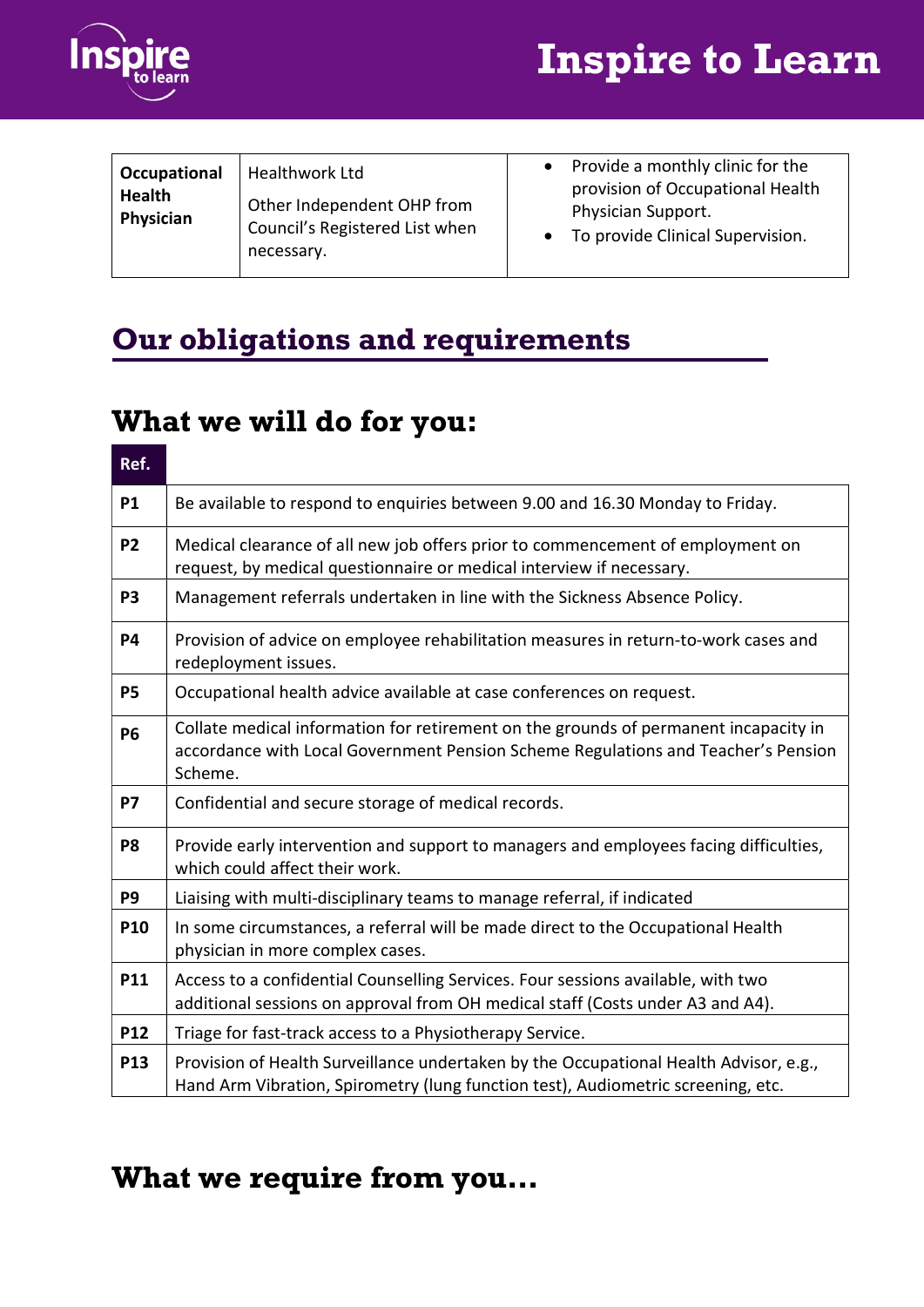| Occupational Health Physician | Healthwork Ltd<br><br>Other Independent OHP from Council's Registered List when necessary. | • Provide a monthly clinic for the provision of Occupational Health Physician Support.<br>• To provide Clinical Supervision. |
|---|---|---|

## Our obligations and requirements

### What we will do for you:

| Ref. | |
|---|---|
| P1 | Be available to respond to enquiries between 9.00 and 16.30 Monday to Friday. |
| P2 | Medical clearance of all new job offers prior to commencement of employment on request, by medical questionnaire or medical interview if necessary. |
| P3 | Management referrals undertaken in line with the Sickness Absence Policy. |
| P4 | Provision of advice on employee rehabilitation measures in return-to-work cases and redeployment issues. |
| P5 | Occupational health advice available at case conferences on request. |
| P6 | Collate medical information for retirement on the grounds of permanent incapacity in accordance with Local Government Pension Scheme Regulations and Teacher's Pension Scheme. |
| P7 | Confidential and secure storage of medical records. |
| P8 | Provide early intervention and support to managers and employees facing difficulties, which could affect their work. |
| P9 | Liaising with multi-disciplinary teams to manage referral, if indicated |
| P10 | In some circumstances, a referral will be made direct to the Occupational Health physician in more complex cases. |
| P11 | Access to a confidential Counselling Services. Four sessions available, with two additional sessions on approval from OH medical staff (Costs under A3 and A4). |
| P12 | Triage for fast-track access to a Physiotherapy Service. |
| P13 | Provision of Health Surveillance undertaken by the Occupational Health Advisor, e.g., Hand Arm Vibration, Spirometry (lung function test), Audiometric screening, etc. |

### What we require from you…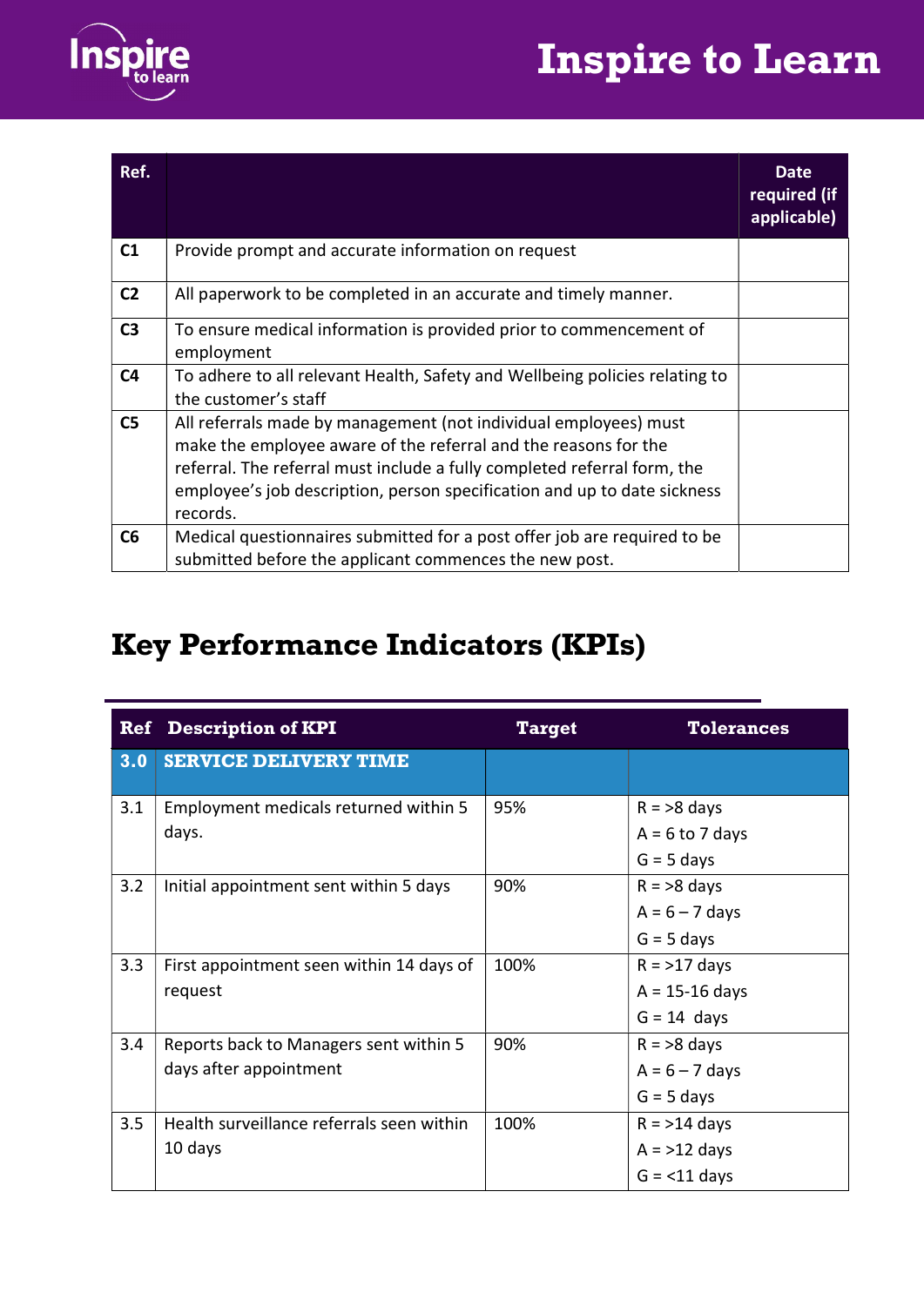| Ref. | | Date required (if applicable) |
|---|---|---|
| C1 | Provide prompt and accurate information on request | |
| C2 | All paperwork to be completed in an accurate and timely manner. | |
| C3 | To ensure medical information is provided prior to commencement of employment | |
| C4 | To adhere to all relevant Health, Safety and Wellbeing policies relating to the customer's staff | |
| C5 | All referrals made by management (not individual employees) must make the employee aware of the referral and the reasons for the referral. The referral must include a fully completed referral form, the employee's job description, person specification and up to date sickness records. | |
| C6 | Medical questionnaires submitted for a post offer job are required to be submitted before the applicant commences the new post. | |

## Key Performance Indicators (KPIs)

| Ref | Description of KPI | Target | Tolerances |
|---|---|---|---|
| **3.0** | **SERVICE DELIVERY TIME** | | |
| 3.1 | Employment medicals returned within 5 days. | 95% | R = >8 days<br>A = 6 to 7 days<br>G = 5 days |
| 3.2 | Initial appointment sent within 5 days | 90% | R = >8 days<br>A = 6 – 7 days<br>G = 5 days |
| 3.3 | First appointment seen within 14 days of request | 100% | R = >17 days<br>A = 15-16 days<br>G = 14 days |
| 3.4 | Reports back to Managers sent within 5 days after appointment | 90% | R = >8 days<br>A = 6 – 7 days<br>G = 5 days |
| 3.5 | Health surveillance referrals seen within 10 days | 100% | R = >14 days<br>A = >12 days<br>G = <11 days |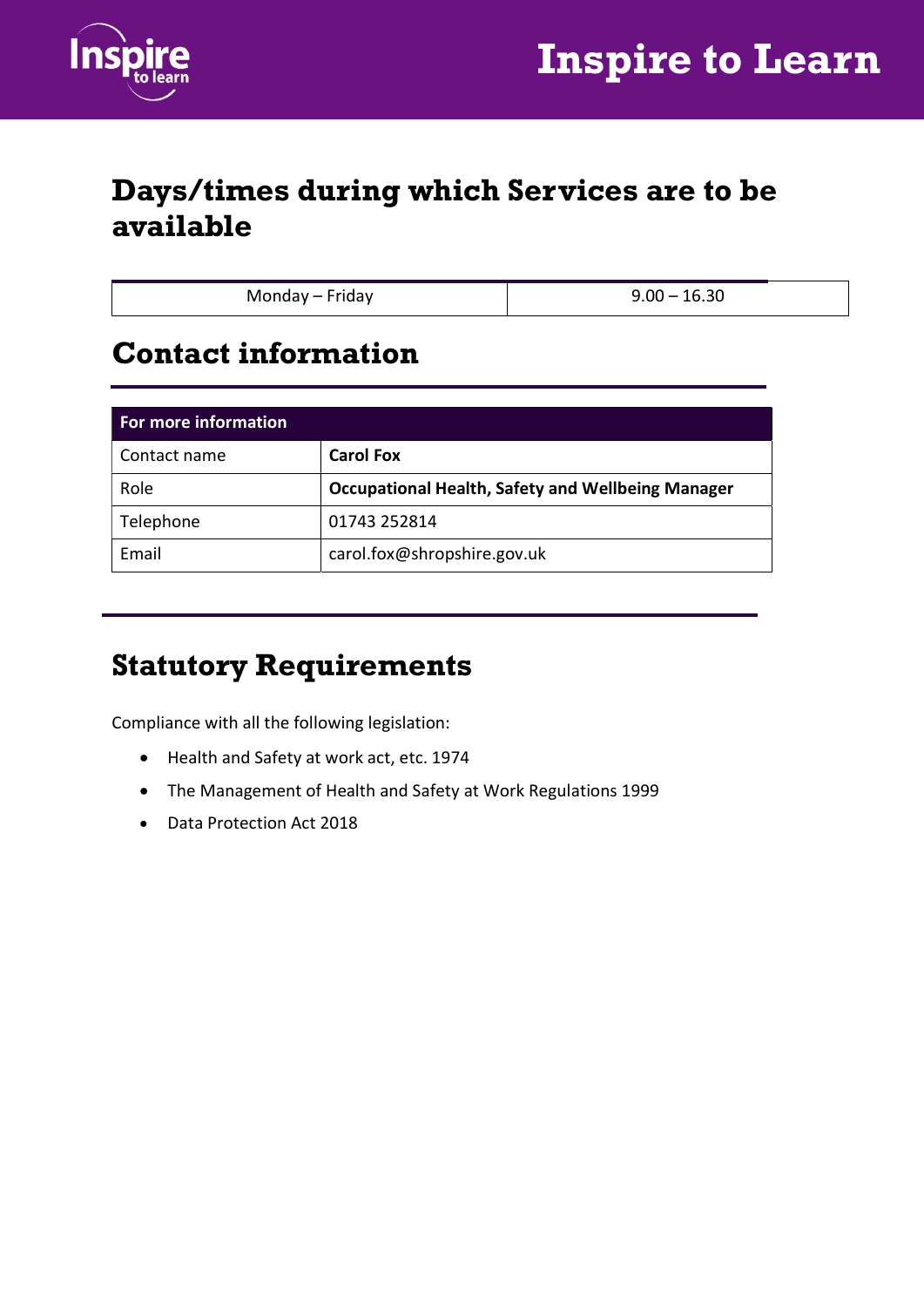## Days/times during which Services are to be available

| | |
|---|---|
| Monday – Friday | 9.00 – 16.30 |

## Contact information

| For more information | |
|---|---|
| Contact name | **Carol Fox** |
| Role | **Occupational Health, Safety and Wellbeing Manager** |
| Telephone | 01743 252814 |
| Email | carol.fox@shropshire.gov.uk |

## Statutory Requirements

Compliance with all the following legislation:

- Health and Safety at work act, etc. 1974
- The Management of Health and Safety at Work Regulations 1999
- Data Protection Act 2018